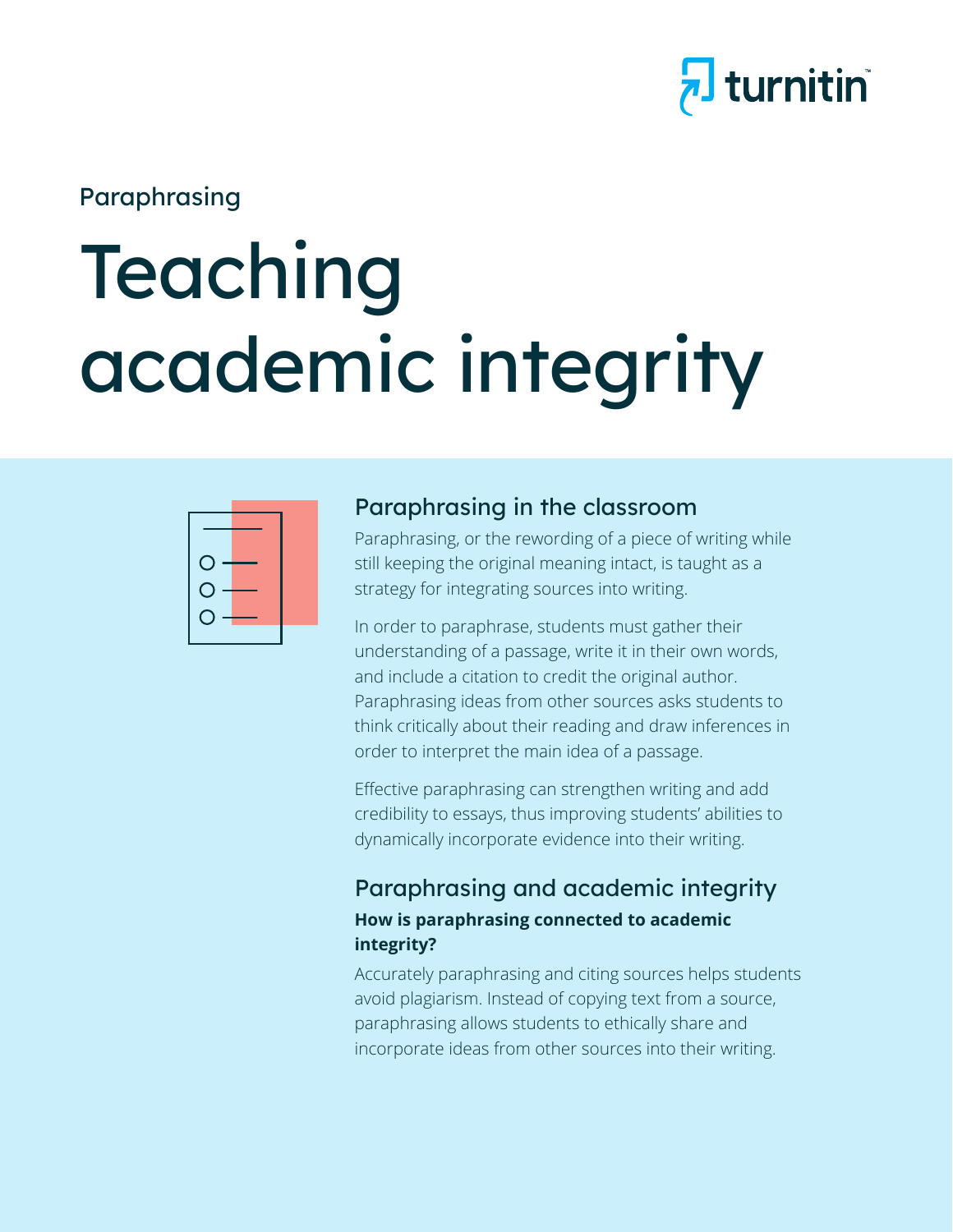Paraphrasing

# Teaching academic integrity

## Paraphrasing in the classroom

Paraphrasing, or the rewording of a piece of writing while still keeping the original meaning intact, is taught as a strategy for integrating sources into writing.

In order to paraphrase, students must gather their understanding of a passage, write it in their own words, and include a citation to credit the original author. Paraphrasing ideas from other sources asks students to think critically about their reading and draw inferences in order to interpret the main idea of a passage.

Effective paraphrasing can strengthen writing and add credibility to essays, thus improving students' abilities to dynamically incorporate evidence into their writing.

## Paraphrasing and academic integrity

**How is paraphrasing connected to academic integrity?**

Accurately paraphrasing and citing sources helps students avoid plagiarism. Instead of copying text from a source, paraphrasing allows students to ethically share and incorporate ideas from other sources into their writing.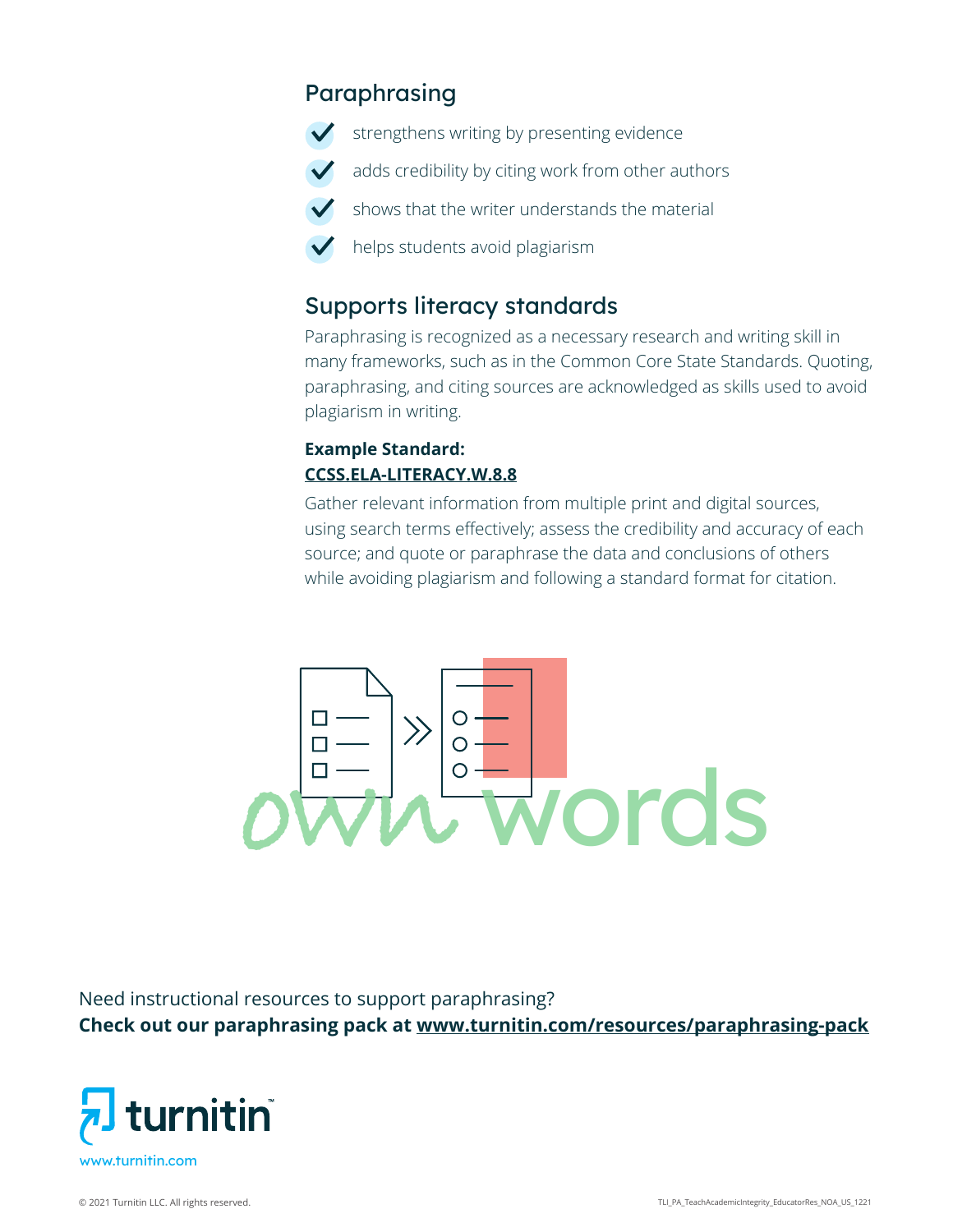## Paraphrasing

- strengthens writing by presenting evidence
- adds credibility by citing work from other authors
- shows that the writer understands the material
- helps students avoid plagiarism

## Supports literacy standards

Paraphrasing is recognized as a necessary research and writing skill in many frameworks, such as in the Common Core State Standards. Quoting, paraphrasing, and citing sources are acknowledged as skills used to avoid plagiarism in writing.

**Example Standard:**
**CCSS.ELA-LITERACY.W.8.8**

Gather relevant information from multiple print and digital sources, using search terms effectively; assess the credibility and accuracy of each source; and quote or paraphrase the data and conclusions of others while avoiding plagiarism and following a standard format for citation.

own words

Need instructional resources to support paraphrasing?
**Check out our paraphrasing pack at www.turnitin.com/resources/paraphrasing-pack**

turnitin
www.turnitin.com

© 2021 Turnitin LLC. All rights reserved.

TLI_PA_TeachAcademicIntegrity_EducatorRes_NOA_US_1221